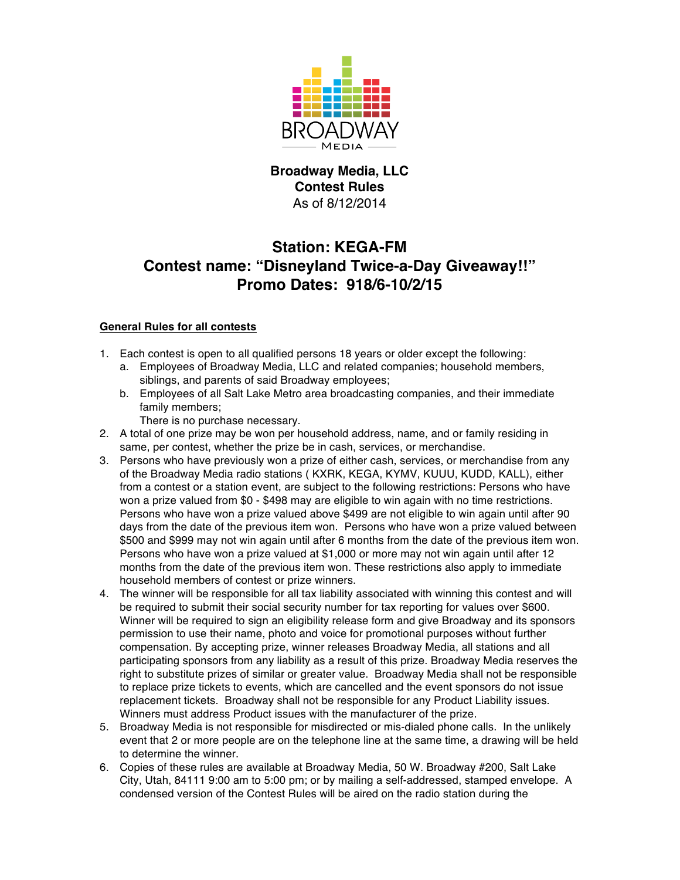**Broadway Media, LLC**
**Contest Rules**
As of 8/12/2014

## Station: KEGA-FM
## Contest name: "Disneyland Twice-a-Day Giveaway!!"
## Promo Dates: 918/6-10/2/15

### General Rules for all contests

1. Each contest is open to all qualified persons 18 years or older except the following:
   a. Employees of Broadway Media, LLC and related companies; household members, siblings, and parents of said Broadway employees;
   b. Employees of all Salt Lake Metro area broadcasting companies, and their immediate family members;

   There is no purchase necessary.
2. A total of one prize may be won per household address, name, and or family residing in same, per contest, whether the prize be in cash, services, or merchandise.
3. Persons who have previously won a prize of either cash, services, or merchandise from any of the Broadway Media radio stations ( KXRK, KEGA, KYMV, KUUU, KUDD, KALL), either from a contest or a station event, are subject to the following restrictions: Persons who have won a prize valued from $0 - $498 may are eligible to win again with no time restrictions. Persons who have won a prize valued above $499 are not eligible to win again until after 90 days from the date of the previous item won. Persons who have won a prize valued between $500 and $999 may not win again until after 6 months from the date of the previous item won. Persons who have won a prize valued at $1,000 or more may not win again until after 12 months from the date of the previous item won. These restrictions also apply to immediate household members of contest or prize winners.
4. The winner will be responsible for all tax liability associated with winning this contest and will be required to submit their social security number for tax reporting for values over $600. Winner will be required to sign an eligibility release form and give Broadway and its sponsors permission to use their name, photo and voice for promotional purposes without further compensation. By accepting prize, winner releases Broadway Media, all stations and all participating sponsors from any liability as a result of this prize. Broadway Media reserves the right to substitute prizes of similar or greater value. Broadway Media shall not be responsible to replace prize tickets to events, which are cancelled and the event sponsors do not issue replacement tickets. Broadway shall not be responsible for any Product Liability issues. Winners must address Product issues with the manufacturer of the prize.
5. Broadway Media is not responsible for misdirected or mis-dialed phone calls. In the unlikely event that 2 or more people are on the telephone line at the same time, a drawing will be held to determine the winner.
6. Copies of these rules are available at Broadway Media, 50 W. Broadway #200, Salt Lake City, Utah, 84111 9:00 am to 5:00 pm; or by mailing a self-addressed, stamped envelope. A condensed version of the Contest Rules will be aired on the radio station during the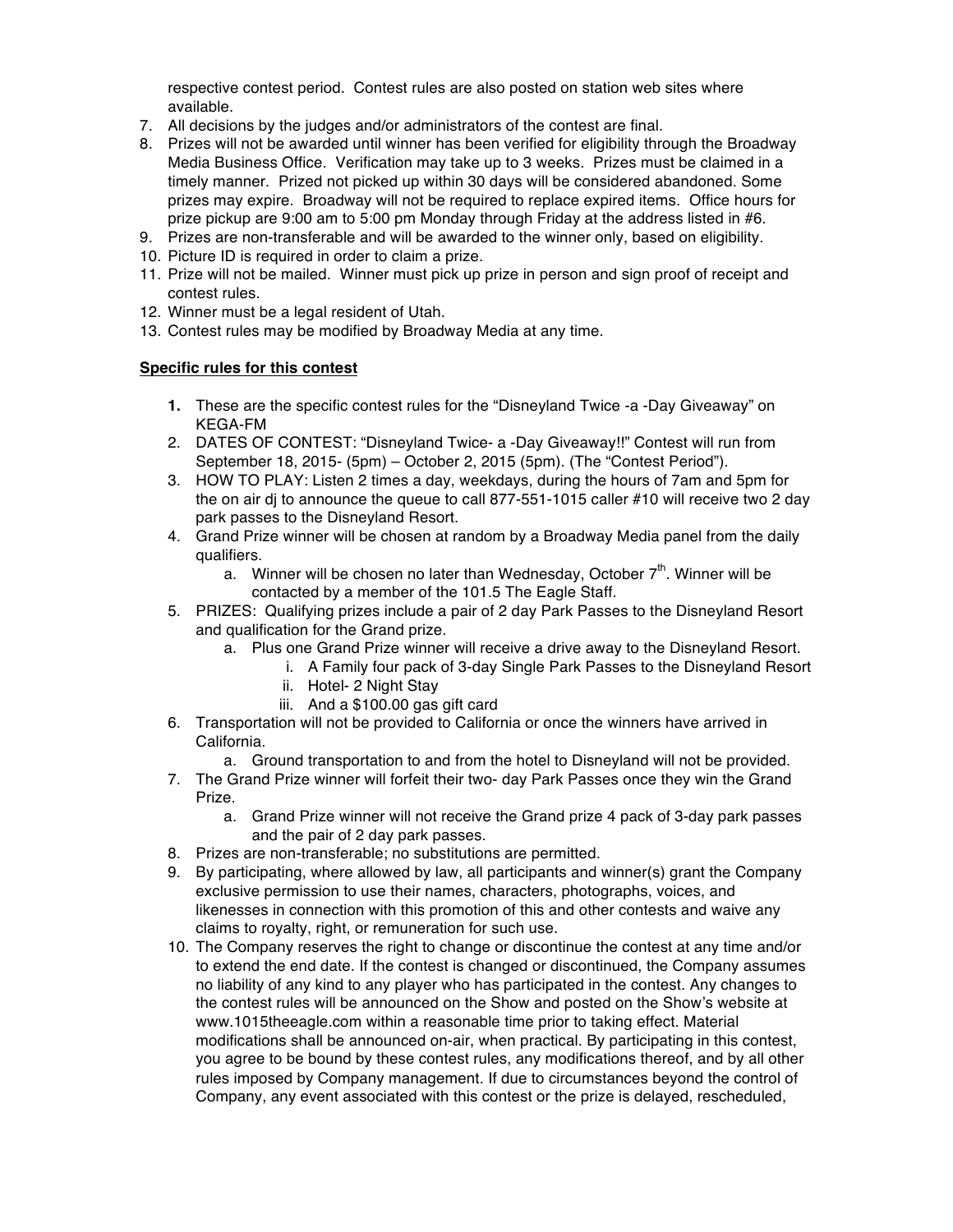respective contest period. Contest rules are also posted on station web sites where available.

7. All decisions by the judges and/or administrators of the contest are final.
8. Prizes will not be awarded until winner has been verified for eligibility through the Broadway Media Business Office. Verification may take up to 3 weeks. Prizes must be claimed in a timely manner. Prized not picked up within 30 days will be considered abandoned. Some prizes may expire. Broadway will not be required to replace expired items. Office hours for prize pickup are 9:00 am to 5:00 pm Monday through Friday at the address listed in #6.
9. Prizes are non-transferable and will be awarded to the winner only, based on eligibility.
10. Picture ID is required in order to claim a prize.
11. Prize will not be mailed. Winner must pick up prize in person and sign proof of receipt and contest rules.
12. Winner must be a legal resident of Utah.
13. Contest rules may be modified by Broadway Media at any time.

**Specific rules for this contest**

1. These are the specific contest rules for the "Disneyland Twice -a -Day Giveaway" on KEGA-FM
2. DATES OF CONTEST: "Disneyland Twice- a -Day Giveaway!!" Contest will run from September 18, 2015- (5pm) – October 2, 2015 (5pm). (The "Contest Period").
3. HOW TO PLAY: Listen 2 times a day, weekdays, during the hours of 7am and 5pm for the on air dj to announce the queue to call 877-551-1015 caller #10 will receive two 2 day park passes to the Disneyland Resort.
4. Grand Prize winner will be chosen at random by a Broadway Media panel from the daily qualifiers.
   a. Winner will be chosen no later than Wednesday, October 7th. Winner will be contacted by a member of the 101.5 The Eagle Staff.
5. PRIZES: Qualifying prizes include a pair of 2 day Park Passes to the Disneyland Resort and qualification for the Grand prize.
   a. Plus one Grand Prize winner will receive a drive away to the Disneyland Resort.
      i. A Family four pack of 3-day Single Park Passes to the Disneyland Resort
      ii. Hotel- 2 Night Stay
      iii. And a $100.00 gas gift card
6. Transportation will not be provided to California or once the winners have arrived in California.
   a. Ground transportation to and from the hotel to Disneyland will not be provided.
7. The Grand Prize winner will forfeit their two- day Park Passes once they win the Grand Prize.
   a. Grand Prize winner will not receive the Grand prize 4 pack of 3-day park passes and the pair of 2 day park passes.
8. Prizes are non-transferable; no substitutions are permitted.
9. By participating, where allowed by law, all participants and winner(s) grant the Company exclusive permission to use their names, characters, photographs, voices, and likenesses in connection with this promotion of this and other contests and waive any claims to royalty, right, or remuneration for such use.
10. The Company reserves the right to change or discontinue the contest at any time and/or to extend the end date. If the contest is changed or discontinued, the Company assumes no liability of any kind to any player who has participated in the contest. Any changes to the contest rules will be announced on the Show and posted on the Show's website at www.1015theeagle.com within a reasonable time prior to taking effect. Material modifications shall be announced on-air, when practical. By participating in this contest, you agree to be bound by these contest rules, any modifications thereof, and by all other rules imposed by Company management. If due to circumstances beyond the control of Company, any event associated with this contest or the prize is delayed, rescheduled,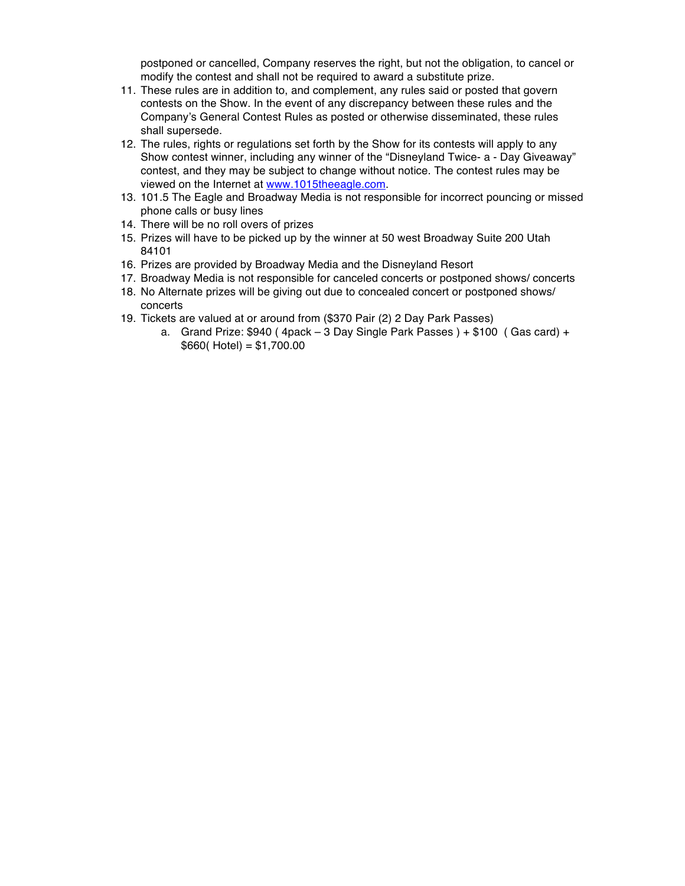postponed or cancelled, Company reserves the right, but not the obligation, to cancel or modify the contest and shall not be required to award a substitute prize.

11. These rules are in addition to, and complement, any rules said or posted that govern contests on the Show. In the event of any discrepancy between these rules and the Company's General Contest Rules as posted or otherwise disseminated, these rules shall supersede.
12. The rules, rights or regulations set forth by the Show for its contests will apply to any Show contest winner, including any winner of the "Disneyland Twice- a - Day Giveaway" contest, and they may be subject to change without notice. The contest rules may be viewed on the Internet at [www.1015theeagle.com](http://www.1015theeagle.com).
13. 101.5 The Eagle and Broadway Media is not responsible for incorrect pouncing or missed phone calls or busy lines
14. There will be no roll overs of prizes
15. Prizes will have to be picked up by the winner at 50 west Broadway Suite 200 Utah 84101
16. Prizes are provided by Broadway Media and the Disneyland Resort
17. Broadway Media is not responsible for canceled concerts or postponed shows/ concerts
18. No Alternate prizes will be giving out due to concealed concert or postponed shows/ concerts
19. Tickets are valued at or around from ($370 Pair (2) 2 Day Park Passes)
    a. Grand Prize: $940 ( 4pack – 3 Day Single Park Passes ) + $100 ( Gas card) + $660( Hotel) = $1,700.00